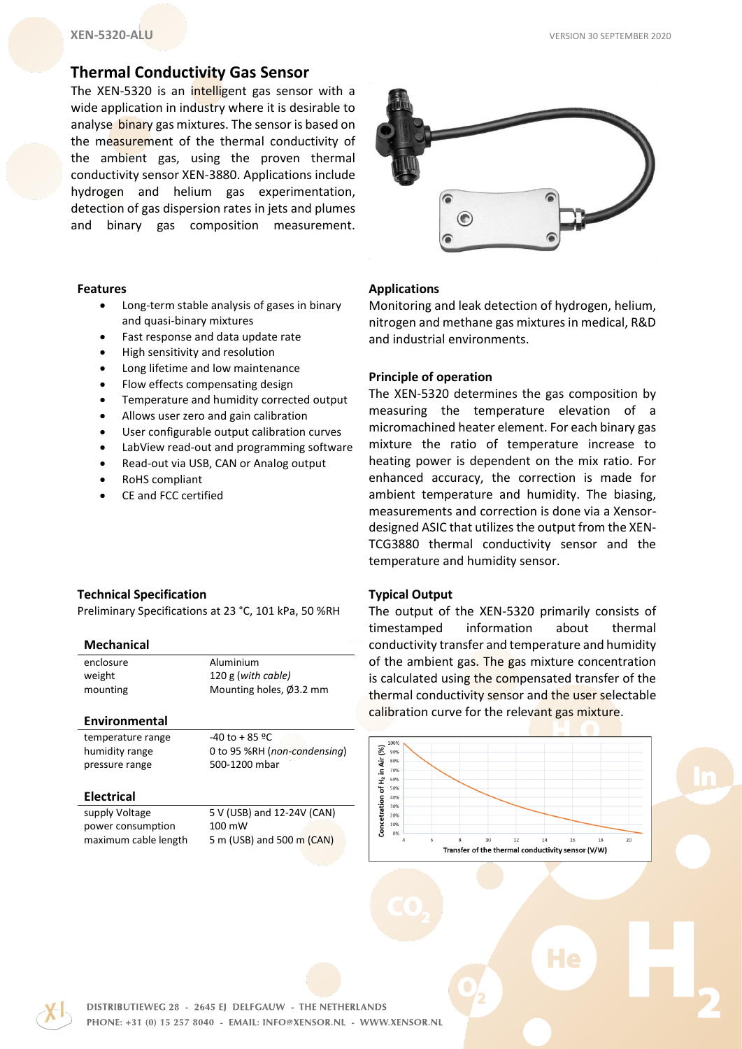# Thermal Conductivity Gas Sensor

The XEN-5320 is an intelligent gas sensor with a wide application in industry where it is desirable to analyse binary gas mixtures. The sensor is based on the measurement of the thermal conductivity of the ambient gas, using the proven thermal conductivity sensor XEN-3880. Applications include hydrogen and helium gas experimentation, detection of gas dispersion rates in jets and plumes and binary gas composition measurement.

### Features

- Long-term stable analysis of gases in binary and quasi-binary mixtures
- Fast response and data update rate
- High sensitivity and resolution
- Long lifetime and low maintenance
- Flow effects compensating design
- Temperature and humidity corrected output
- Allows user zero and gain calibration
- User configurable output calibration curves
- LabView read-out and programming software
- Read-out via USB, CAN or Analog output
- RoHS compliant
- CE and FCC certified

### Applications

Monitoring and leak detection of hydrogen, helium, nitrogen and methane gas mixtures in medical, R&D and industrial environments.

### Principle of operation

The XEN-5320 determines the gas composition by measuring the temperature elevation of a micromachined heater element. For each binary gas mixture the ratio of temperature increase to heating power is dependent on the mix ratio. For enhanced accuracy, the correction is made for ambient temperature and humidity. The biasing, measurements and correction is done via a Xensor-designed ASIC that utilizes the output from the XEN-TCG3880 thermal conductivity sensor and the temperature and humidity sensor.

### Technical Specification

Preliminary Specifications at 23 °C, 101 kPa, 50 %RH

#### Mechanical

| | |
|---|---|
| enclosure | Aluminium |
| weight | 120 g (*with cable*) |
| mounting | Mounting holes, Ø3.2 mm |

#### Environmental

| | |
|---|---|
| temperature range | -40 to + 85 ºC |
| humidity range | 0 to 95 %RH (*non-condensing*) |
| pressure range | 500-1200 mbar |

#### Electrical

| | |
|---|---|
| supply Voltage | 5 V (USB) and 12-24V (CAN) |
| power consumption | 100 mW |
| maximum cable length | 5 m (USB) and 500 m (CAN) |

### Typical Output

The output of the XEN-5320 primarily consists of timestamped information about thermal conductivity transfer and temperature and humidity of the ambient gas. The gas mixture concentration is calculated using the compensated transfer of the thermal conductivity sensor and the user selectable calibration curve for the relevant gas mixture.

Concetration of $H_2$ in Air (%) vs. Transfer of the thermal conductivity sensor (V/W)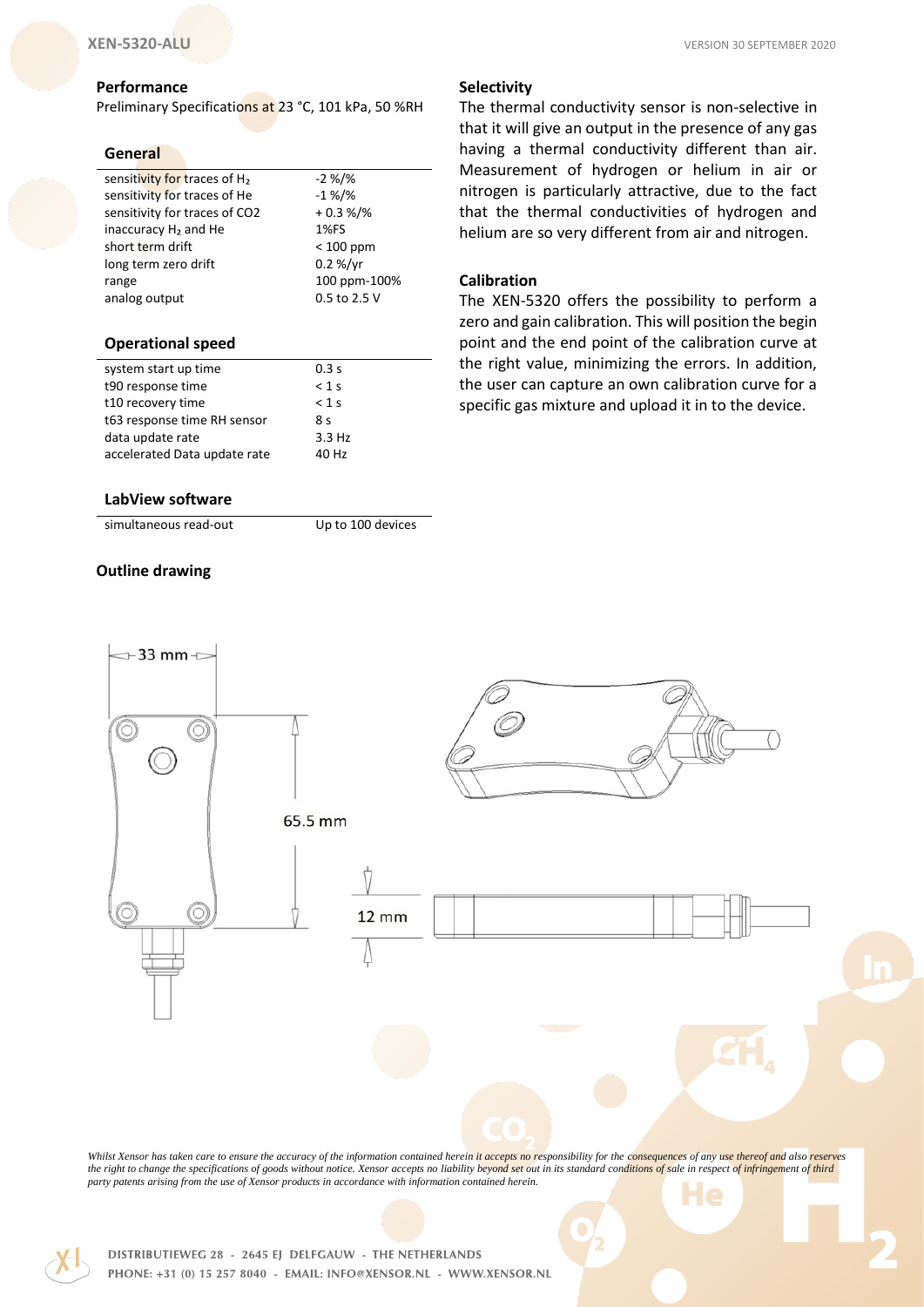### Performance

Preliminary Specifications at 23 °C, 101 kPa, 50 %RH

#### General

| | |
|---|---|
| sensitivity for traces of $H_2$ | -2 %/% |
| sensitivity for traces of He | -1 %/% |
| sensitivity for traces of CO2 | + 0.3 %/% |
| inaccuracy $H_2$ and He | 1%FS |
| short term drift | < 100 ppm |
| long term zero drift | 0.2 %/yr |
| range | 100 ppm-100% |
| analog output | 0.5 to 2.5 V |

#### Operational speed

| | |
|---|---|
| system start up time | 0.3 s |
| t90 response time | < 1 s |
| t10 recovery time | < 1 s |
| t63 response time RH sensor | 8 s |
| data update rate | 3.3 Hz |
| accelerated Data update rate | 40 Hz |

#### LabView software

| | |
|---|---|
| simultaneous read-out | Up to 100 devices |

### Outline drawing

33 mm

65.5 mm

12 mm

### Selectivity

The thermal conductivity sensor is non-selective in that it will give an output in the presence of any gas having a thermal conductivity different than air. Measurement of hydrogen or helium in air or nitrogen is particularly attractive, due to the fact that the thermal conductivities of hydrogen and helium are so very different from air and nitrogen.

### Calibration

The XEN-5320 offers the possibility to perform a zero and gain calibration. This will position the begin point and the end point of the calibration curve at the right value, minimizing the errors. In addition, the user can capture an own calibration curve for a specific gas mixture and upload it in to the device.

*Whilst Xensor has taken care to ensure the accuracy of the information contained herein it accepts no responsibility for the consequences of any use thereof and also reserves the right to change the specifications of goods without notice. Xensor accepts no liability beyond set out in its standard conditions of sale in respect of infringement of third party patents arising from the use of Xensor products in accordance with information contained herein.*

DISTRIBUTIEWEG 28 - 2645 EJ DELFGAUW - THE NETHERLANDS
PHONE: +31 (0) 15 257 8040 - EMAIL: INFO@XENSOR.NL - WWW.XENSOR.NL